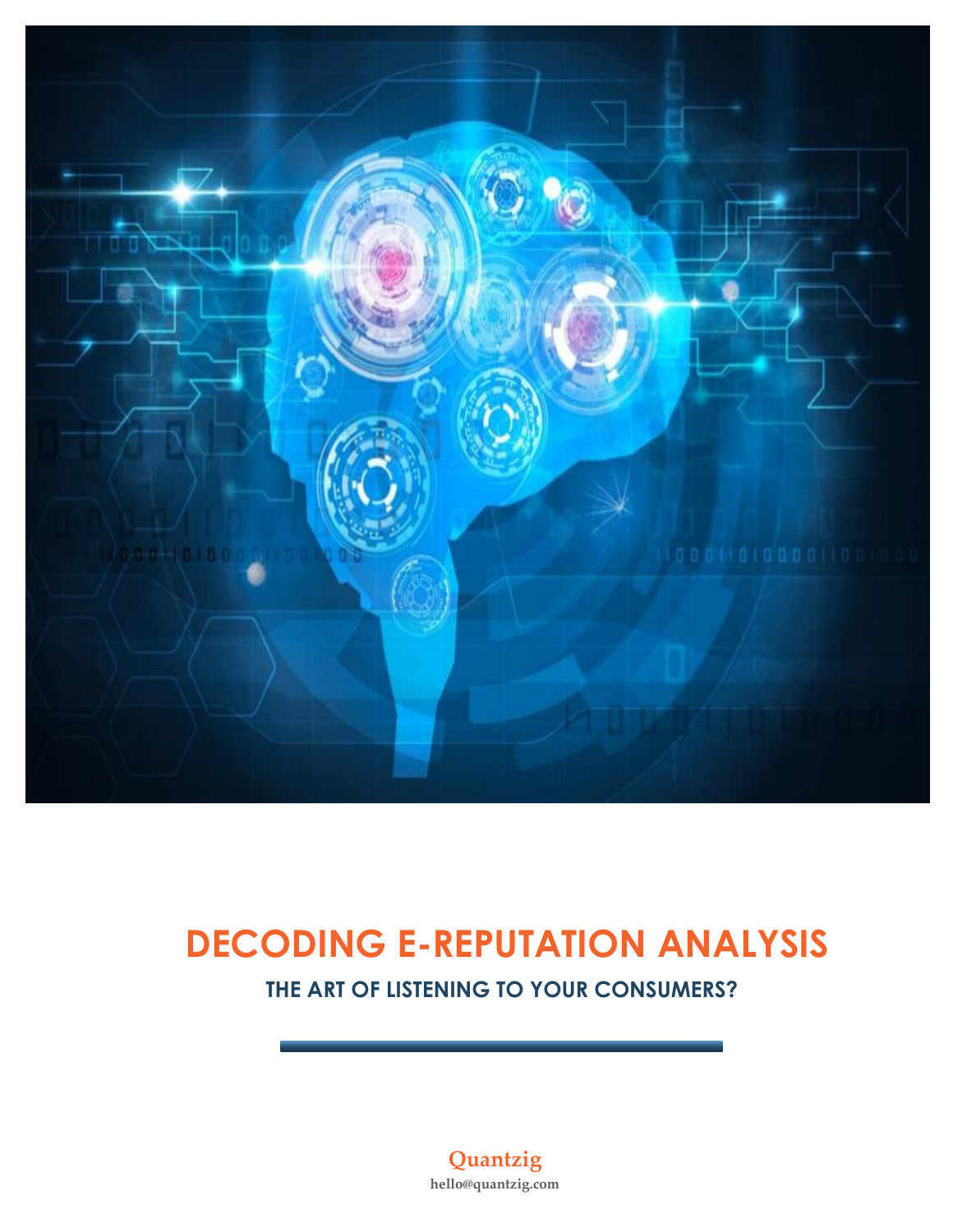# DECODING E-REPUTATION ANALYSIS

## THE ART OF LISTENING TO YOUR CONSUMERS?

**Quantzig**

**hello@quantzig.com**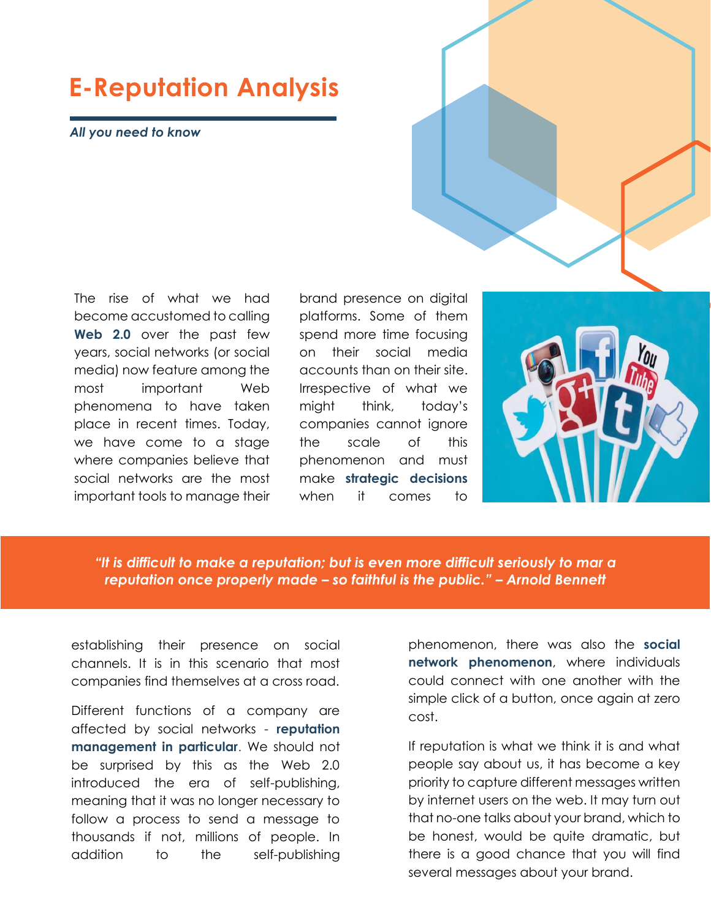# E-Reputation Analysis

***All you need to know***

The rise of what we had become accustomed to calling **Web 2.0** over the past few years, social networks (or social media) now feature among the most important Web phenomena to have taken place in recent times. Today, we have come to a stage where companies believe that social networks are the most important tools to manage their brand presence on digital platforms. Some of them spend more time focusing on their social media accounts than on their site. Irrespective of what we might think, today's companies cannot ignore the scale of this phenomenon and must make **strategic decisions** when it comes to establishing their presence on social channels. It is in this scenario that most companies find themselves at a cross road.

> ***"It is difficult to make a reputation; but is even more difficult seriously to mar a reputation once properly made – so faithful is the public." – Arnold Bennett***

Different functions of a company are affected by social networks - **reputation management in particular**. We should not be surprised by this as the Web 2.0 introduced the era of self-publishing, meaning that it was no longer necessary to follow a process to send a message to thousands if not, millions of people. In addition to the self-publishing phenomenon, there was also the **social network phenomenon**, where individuals could connect with one another with the simple click of a button, once again at zero cost.

If reputation is what we think it is and what people say about us, it has become a key priority to capture different messages written by internet users on the web. It may turn out that no-one talks about your brand, which to be honest, would be quite dramatic, but there is a good chance that you will find several messages about your brand.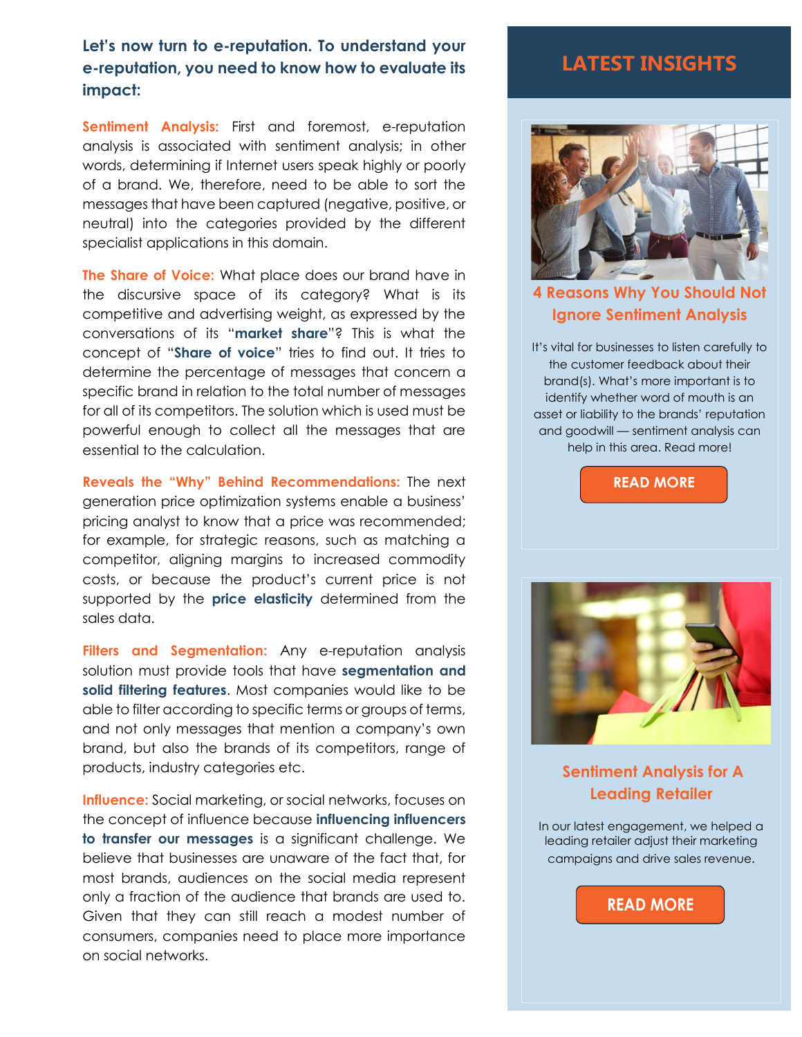**Let's now turn to e-reputation. To understand your e-reputation, you need to know how to evaluate its impact:**

**Sentiment Analysis:** First and foremost, e-reputation analysis is associated with sentiment analysis; in other words, determining if Internet users speak highly or poorly of a brand. We, therefore, need to be able to sort the messages that have been captured (negative, positive, or neutral) into the categories provided by the different specialist applications in this domain.

**The Share of Voice:** What place does our brand have in the discursive space of its category? What is its competitive and advertising weight, as expressed by the conversations of its "**market share**"? This is what the concept of "**Share of voice**" tries to find out. It tries to determine the percentage of messages that concern a specific brand in relation to the total number of messages for all of its competitors. The solution which is used must be powerful enough to collect all the messages that are essential to the calculation.

**Reveals the "Why" Behind Recommendations:** The next generation price optimization systems enable a business' pricing analyst to know that a price was recommended; for example, for strategic reasons, such as matching a competitor, aligning margins to increased commodity costs, or because the product's current price is not supported by the **price elasticity** determined from the sales data.

**Filters and Segmentation:** Any e-reputation analysis solution must provide tools that have **segmentation and solid filtering features**. Most companies would like to be able to filter according to specific terms or groups of terms, and not only messages that mention a company's own brand, but also the brands of its competitors, range of products, industry categories etc.

**Influence:** Social marketing, or social networks, focuses on the concept of influence because **influencing influencers to transfer our messages** is a significant challenge. We believe that businesses are unaware of the fact that, for most brands, audiences on the social media represent only a fraction of the audience that brands are used to. Given that they can still reach a modest number of consumers, companies need to place more importance on social networks.

## LATEST INSIGHTS

### 4 Reasons Why You Should Not Ignore Sentiment Analysis

It's vital for businesses to listen carefully to the customer feedback about their brand(s). What's more important is to identify whether word of mouth is an asset or liability to the brands' reputation and goodwill — sentiment analysis can help in this area. Read more!

READ MORE

### Sentiment Analysis for A Leading Retailer

In our latest engagement, we helped a leading retailer adjust their marketing campaigns and drive sales revenue.

READ MORE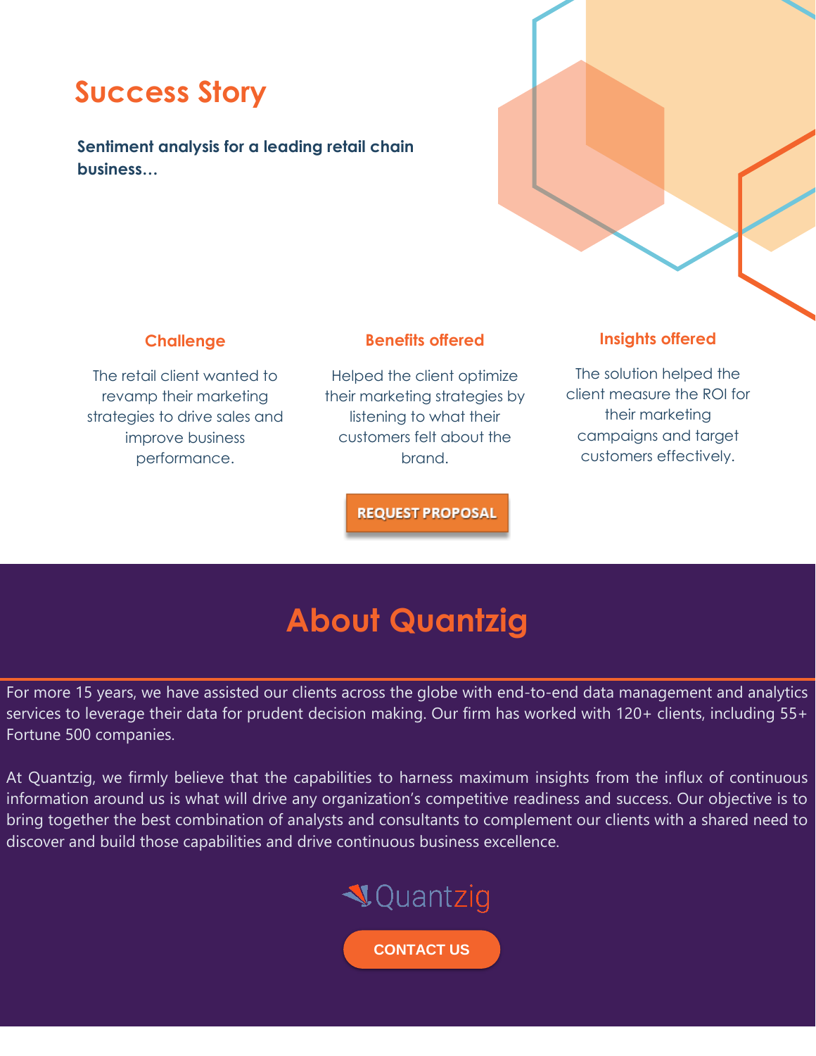# Success Story

**Sentiment analysis for a leading retail chain business…**

### Challenge

The retail client wanted to revamp their marketing strategies to drive sales and improve business performance.

### Benefits offered

Helped the client optimize their marketing strategies by listening to what their customers felt about the brand.

### Insights offered

The solution helped the client measure the ROI for their marketing campaigns and target customers effectively.

REQUEST PROPOSAL

# About Quantzig

For more 15 years, we have assisted our clients across the globe with end-to-end data management and analytics services to leverage their data for prudent decision making. Our firm has worked with 120+ clients, including 55+ Fortune 500 companies.

At Quantzig, we firmly believe that the capabilities to harness maximum insights from the influx of continuous information around us is what will drive any organization's competitive readiness and success. Our objective is to bring together the best combination of analysts and consultants to complement our clients with a shared need to discover and build those capabilities and drive continuous business excellence.

Quantzig

CONTACT US